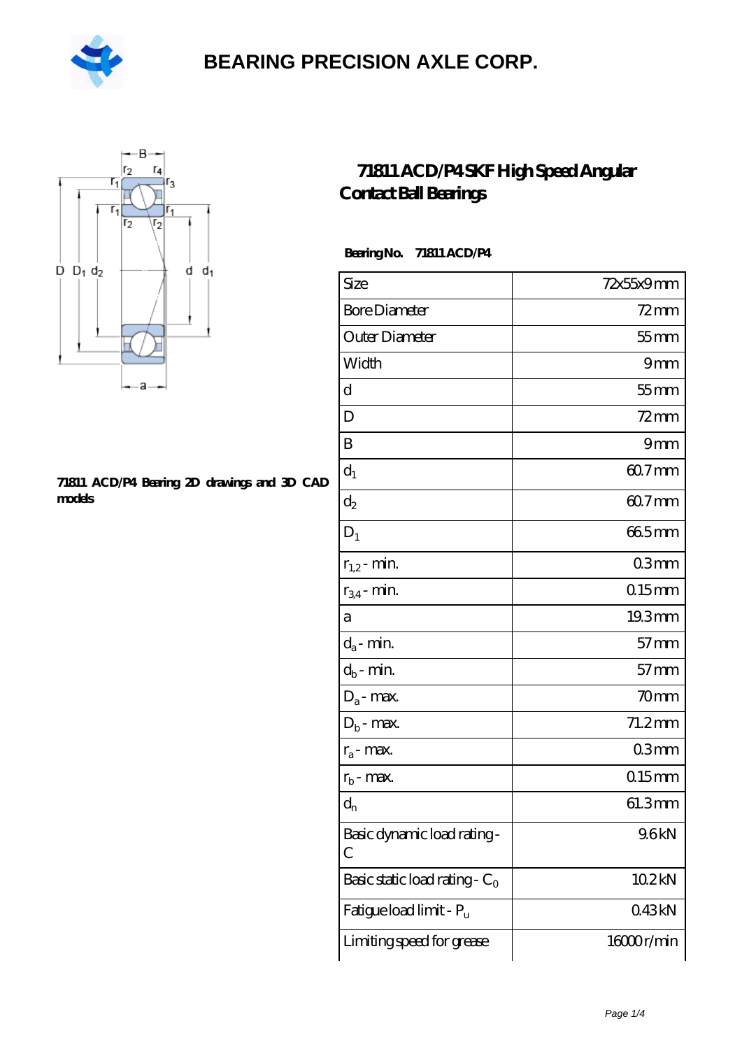# BEARING PRECISION AXLE CORP.

## 71811 ACD/P4 SKF High Speed Angular Contact Ball Bearings

**Bearing No. 71811 ACD/P4**

**71811 ACD/P4 Bearing 2D drawings and 3D CAD models**

| Size | 72x55x9 mm |
| --- | --- |
| Bore Diameter | 72 mm |
| Outer Diameter | 55 mm |
| Width | 9 mm |
| d | 55 mm |
| D | 72 mm |
| B | 9 mm |
| $d_1$ | 60.7 mm |
| $d_2$ | 60.7 mm |
| $D_1$ | 66.5 mm |
| $r_{1,2}$ - min. | 0.3 mm |
| $r_{3,4}$ - min. | 0.15 mm |
| a | 19.3 mm |
| $d_a$ - min. | 57 mm |
| $d_b$ - min. | 57 mm |
| $D_a$ - max. | 70 mm |
| $D_b$ - max. | 71.2 mm |
| $r_a$ - max. | 0.3 mm |
| $r_b$ - max. | 0.15 mm |
| $d_n$ | 61.3 mm |
| Basic dynamic load rating - C | 9.6 kN |
| Basic static load rating - $C_0$ | 10.2 kN |
| Fatigue load limit - $P_u$ | 0.43 kN |
| Limiting speed for grease | 16000 r/min |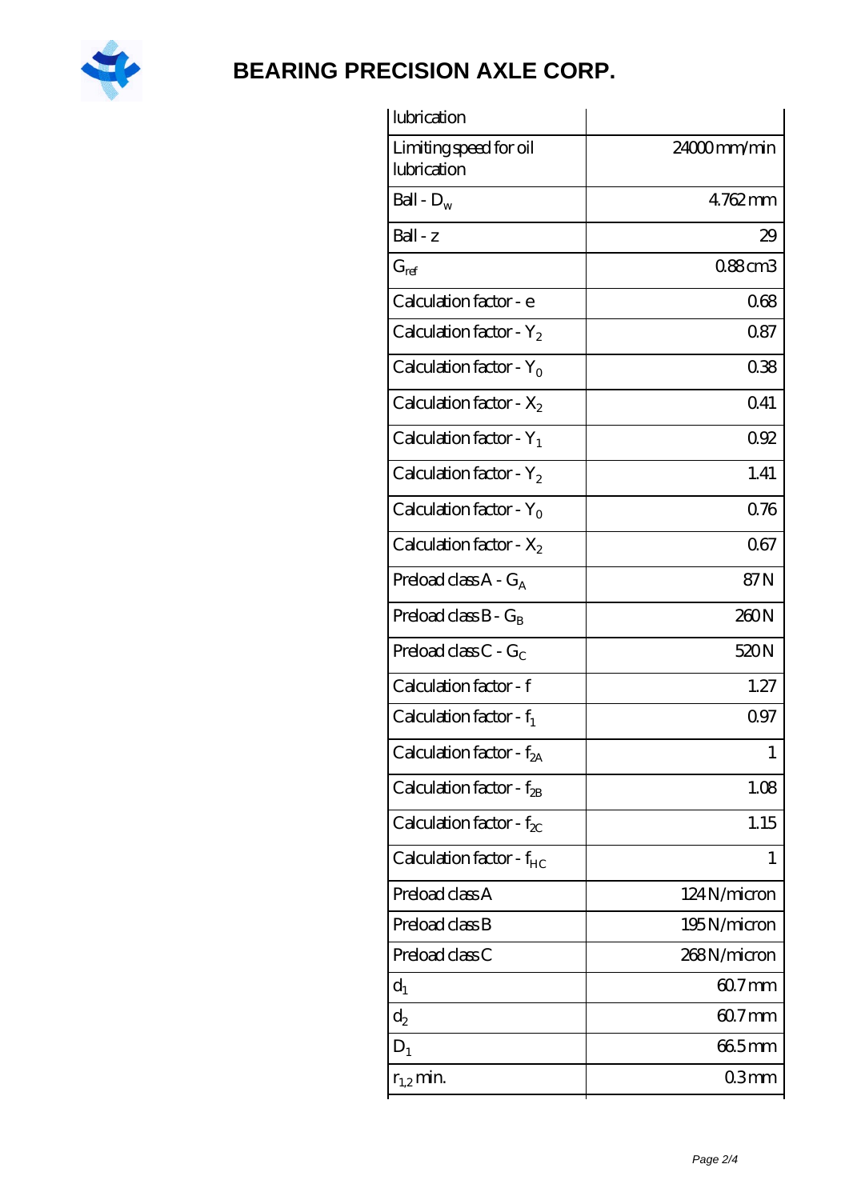| lubrication | |
|---|---|
| Limiting speed for oil lubrication | 24000 mm/min |
| Ball - $D_w$ | 4.762 mm |
| Ball - z | 29 |
| $G_{ref}$ | 0.88 cm3 |
| Calculation factor - e | 0.68 |
| Calculation factor - $Y_2$ | 0.87 |
| Calculation factor - $Y_0$ | 0.38 |
| Calculation factor - $X_2$ | 0.41 |
| Calculation factor - $Y_1$ | 0.92 |
| Calculation factor - $Y_2$ | 1.41 |
| Calculation factor - $Y_0$ | 0.76 |
| Calculation factor - $X_2$ | 0.67 |
| Preload class A - $G_A$ | 87 N |
| Preload class B - $G_B$ | 260 N |
| Preload class C - $G_C$ | 520 N |
| Calculation factor - f | 1.27 |
| Calculation factor - $f_1$ | 0.97 |
| Calculation factor - $f_{2A}$ | 1 |
| Calculation factor - $f_{2B}$ | 1.08 |
| Calculation factor - $f_{2C}$ | 1.15 |
| Calculation factor - $f_{HC}$ | 1 |
| Preload class A | 124 N/micron |
| Preload class B | 195 N/micron |
| Preload class C | 268 N/micron |
| $d_1$ | 60.7 mm |
| $d_2$ | 60.7 mm |
| $D_1$ | 66.5 mm |
| $r_{1,2}$ min. | 0.3 mm |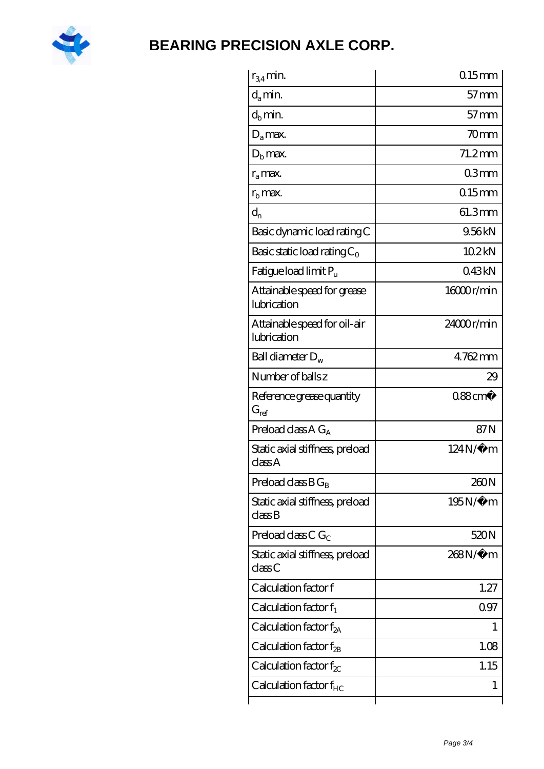| | |
|---|---|
| $r_{3,4}$ min. | 0.15 mm |
| $d_a$ min. | 57 mm |
| $d_b$ min. | 57 mm |
| $D_a$ max. | 70 mm |
| $D_b$ max. | 71.2 mm |
| $r_a$ max. | 0.3 mm |
| $r_b$ max. | 0.15 mm |
| $d_n$ | 61.3 mm |
| Basic dynamic load rating C | 9.56 kN |
| Basic static load rating $C_0$ | 10.2 kN |
| Fatigue load limit $P_u$ | 0.43 kN |
| Attainable speed for grease lubrication | 16000 r/min |
| Attainable speed for oil-air lubrication | 24000 r/min |
| Ball diameter $D_w$ | 4.762 mm |
| Number of balls z | 29 |
| Reference grease quantity $G_{ref}$ | 0.88 cm� |
| Preload class A $G_A$ | 87 N |
| Static axial stiffness, preload class A | 124 N/�m |
| Preload class B $G_B$ | 260 N |
| Static axial stiffness, preload class B | 195 N/�m |
| Preload class C $G_C$ | 520 N |
| Static axial stiffness, preload class C | 268 N/�m |
| Calculation factor f | 1.27 |
| Calculation factor $f_1$ | 0.97 |
| Calculation factor $f_{2A}$ | 1 |
| Calculation factor $f_{2B}$ | 1.08 |
| Calculation factor $f_{2C}$ | 1.15 |
| Calculation factor $f_{HC}$ | 1 |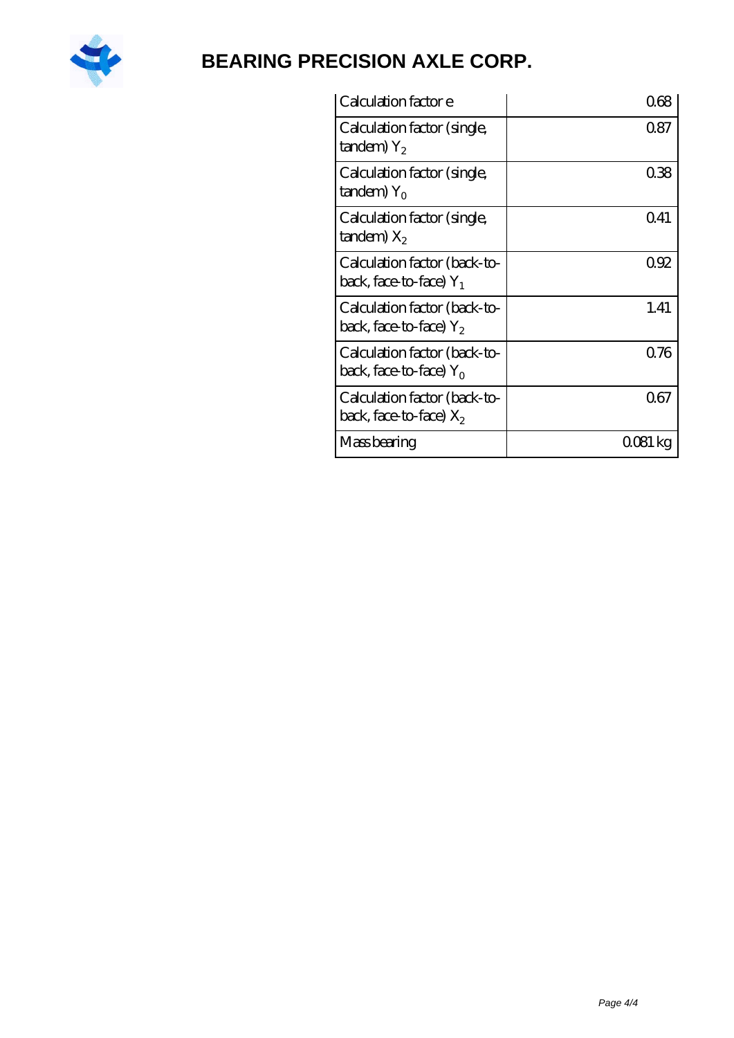# BEARING PRECISION AXLE CORP.

| | |
|---|---|
| Calculation factor e | 0.68 |
| Calculation factor (single, tandem) $Y_2$ | 0.87 |
| Calculation factor (single, tandem) $Y_0$ | 0.38 |
| Calculation factor (single, tandem) $X_2$ | 0.41 |
| Calculation factor (back-to-back, face-to-face) $Y_1$ | 0.92 |
| Calculation factor (back-to-back, face-to-face) $Y_2$ | 1.41 |
| Calculation factor (back-to-back, face-to-face) $Y_0$ | 0.76 |
| Calculation factor (back-to-back, face-to-face) $X_2$ | 0.67 |
| Mass bearing | 0.081 kg |